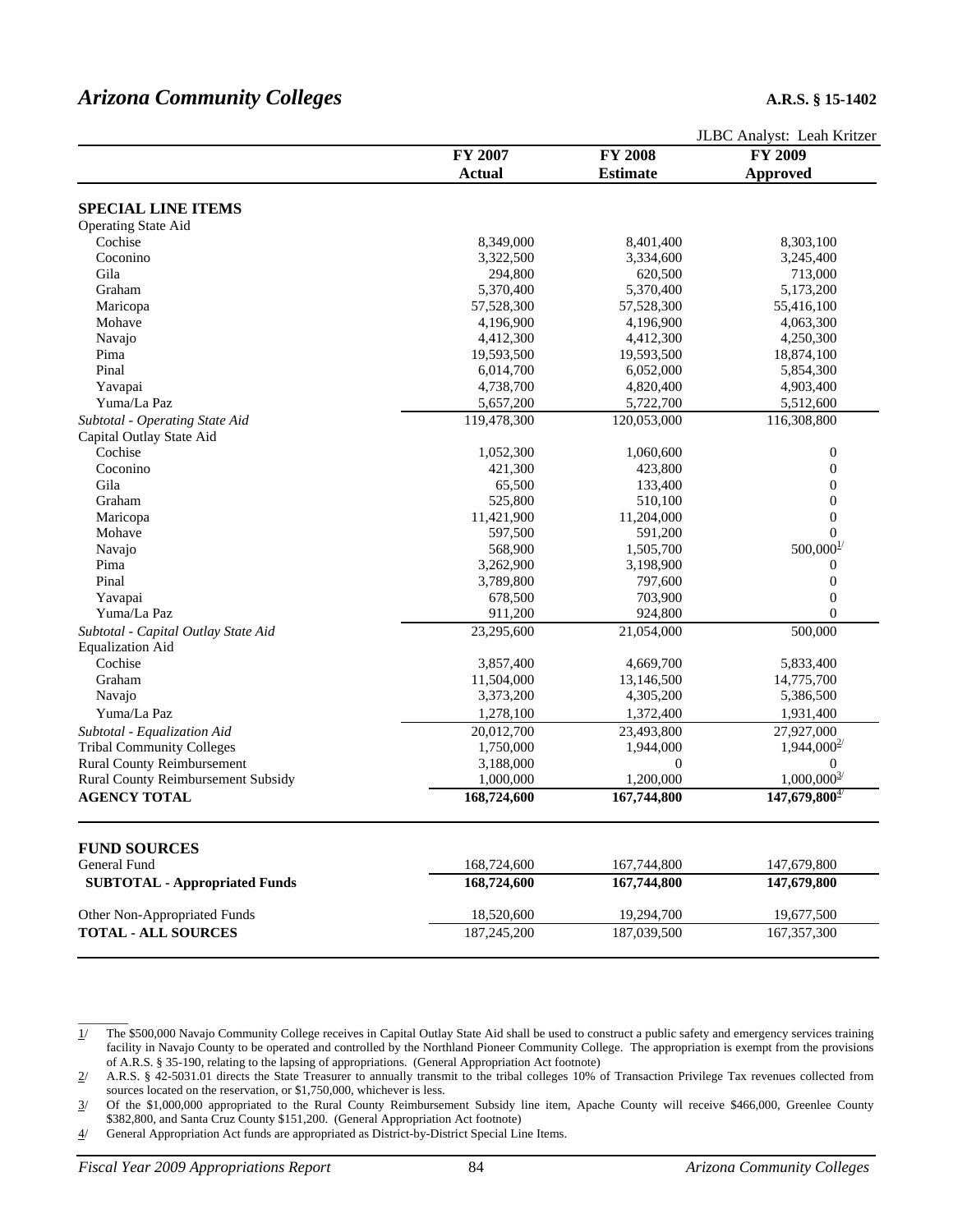# *Arizona Community Colleges*

**A.R.S. § 15-1402**

JLBC Analyst: Leah Kritzer

| | FY 2007 Actual | FY 2008 Estimate | FY 2009 Approved |
|---|---|---|---|
| **SPECIAL LINE ITEMS** | | | |
| Operating State Aid | | | |
| Cochise | 8,349,000 | 8,401,400 | 8,303,100 |
| Coconino | 3,322,500 | 3,334,600 | 3,245,400 |
| Gila | 294,800 | 620,500 | 713,000 |
| Graham | 5,370,400 | 5,370,400 | 5,173,200 |
| Maricopa | 57,528,300 | 57,528,300 | 55,416,100 |
| Mohave | 4,196,900 | 4,196,900 | 4,063,300 |
| Navajo | 4,412,300 | 4,412,300 | 4,250,300 |
| Pima | 19,593,500 | 19,593,500 | 18,874,100 |
| Pinal | 6,014,700 | 6,052,000 | 5,854,300 |
| Yavapai | 4,738,700 | 4,820,400 | 4,903,400 |
| Yuma/La Paz | 5,657,200 | 5,722,700 | 5,512,600 |
| *Subtotal - Operating State Aid* | 119,478,300 | 120,053,000 | 116,308,800 |
| Capital Outlay State Aid | | | |
| Cochise | 1,052,300 | 1,060,600 | 0 |
| Coconino | 421,300 | 423,800 | 0 |
| Gila | 65,500 | 133,400 | 0 |
| Graham | 525,800 | 510,100 | 0 |
| Maricopa | 11,421,900 | 11,204,000 | 0 |
| Mohave | 597,500 | 591,200 | 0 |
| Navajo | 568,900 | 1,505,700 | 500,000[1/] |
| Pima | 3,262,900 | 3,198,900 | 0 |
| Pinal | 3,789,800 | 797,600 | 0 |
| Yavapai | 678,500 | 703,900 | 0 |
| Yuma/La Paz | 911,200 | 924,800 | 0 |
| *Subtotal - Capital Outlay State Aid* | 23,295,600 | 21,054,000 | 500,000 |
| Equalization Aid | | | |
| Cochise | 3,857,400 | 4,669,700 | 5,833,400 |
| Graham | 11,504,000 | 13,146,500 | 14,775,700 |
| Navajo | 3,373,200 | 4,305,200 | 5,386,500 |
| Yuma/La Paz | 1,278,100 | 1,372,400 | 1,931,400 |
| *Subtotal - Equalization Aid* | 20,012,700 | 23,493,800 | 27,927,000 |
| Tribal Community Colleges | 1,750,000 | 1,944,000 | 1,944,000[2/] |
| Rural County Reimbursement | 3,188,000 | 0 | 0 |
| Rural County Reimbursement Subsidy | 1,000,000 | 1,200,000 | 1,000,000[3/] |
| **AGENCY TOTAL** | **168,724,600** | **167,744,800** | **147,679,800[4/]** |
| | | | |
| **FUND SOURCES** | | | |
| General Fund | 168,724,600 | 167,744,800 | 147,679,800 |
| **SUBTOTAL - Appropriated Funds** | **168,724,600** | **167,744,800** | **147,679,800** |
| Other Non-Appropriated Funds | 18,520,600 | 19,294,700 | 19,677,500 |
| **TOTAL - ALL SOURCES** | 187,245,200 | 187,039,500 | 167,357,300 |

1/ The $500,000 Navajo Community College receives in Capital Outlay State Aid shall be used to construct a public safety and emergency services training facility in Navajo County to be operated and controlled by the Northland Pioneer Community College. The appropriation is exempt from the provisions of A.R.S. § 35-190, relating to the lapsing of appropriations. (General Appropriation Act footnote)

2/ A.R.S. § 42-5031.01 directs the State Treasurer to annually transmit to the tribal colleges 10% of Transaction Privilege Tax revenues collected from sources located on the reservation, or $1,750,000, whichever is less.

3/ Of the $1,000,000 appropriated to the Rural County Reimbursement Subsidy line item, Apache County will receive $466,000, Greenlee County $382,800, and Santa Cruz County $151,200. (General Appropriation Act footnote)

4/ General Appropriation Act funds are appropriated as District-by-District Special Line Items.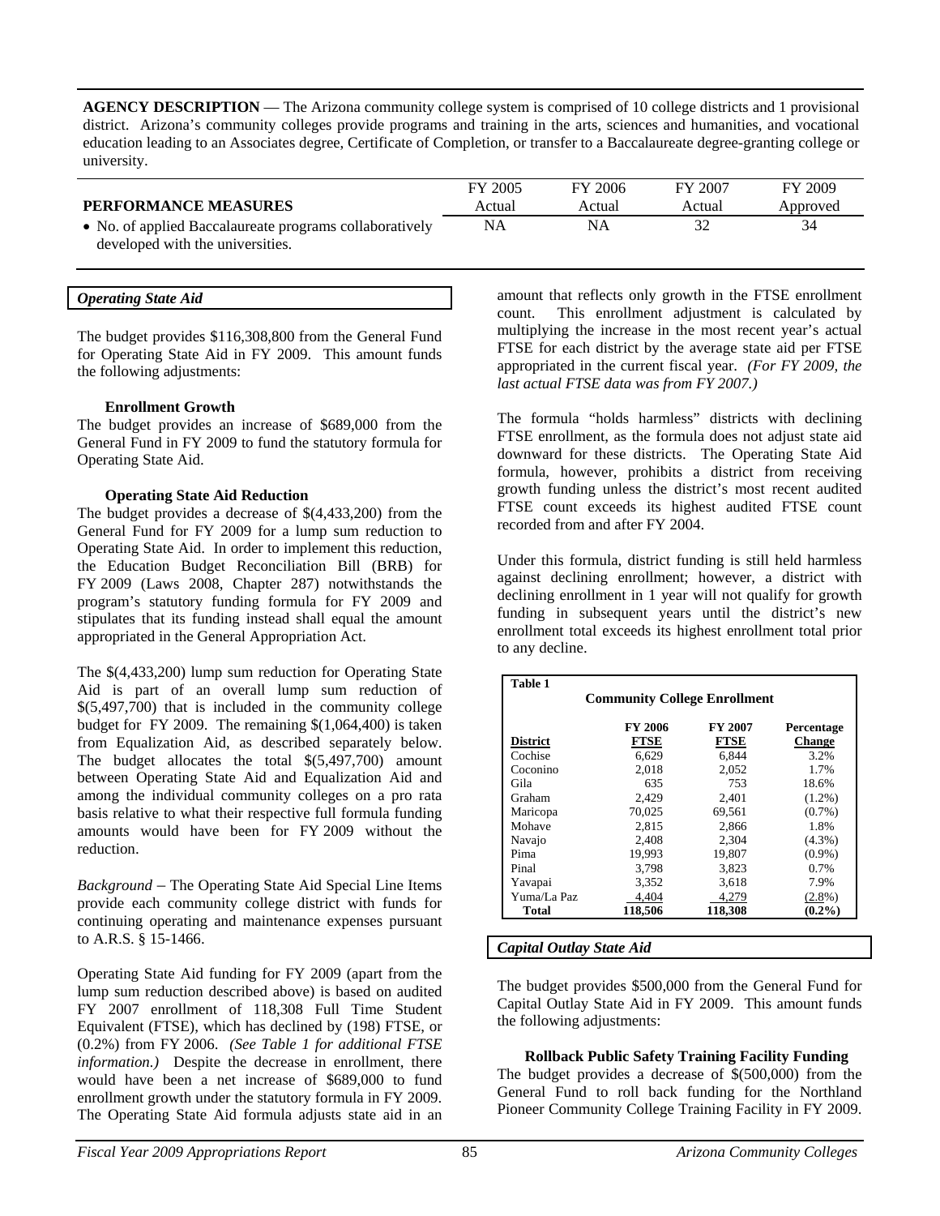**AGENCY DESCRIPTION** — The Arizona community college system is comprised of 10 college districts and 1 provisional district. Arizona's community colleges provide programs and training in the arts, sciences and humanities, and vocational education leading to an Associates degree, Certificate of Completion, or transfer to a Baccalaureate degree-granting college or university.

| PERFORMANCE MEASURES | FY 2005 Actual | FY 2006 Actual | FY 2007 Actual | FY 2009 Approved |
|---|---|---|---|---|
| • No. of applied Baccalaureate programs collaboratively developed with the universities. | NA | NA | 32 | 34 |

### *Operating State Aid*

The budget provides $116,308,800 from the General Fund for Operating State Aid in FY 2009. This amount funds the following adjustments:

**Enrollment Growth**
The budget provides an increase of $689,000 from the General Fund in FY 2009 to fund the statutory formula for Operating State Aid.

**Operating State Aid Reduction**
The budget provides a decrease of $(4,433,200) from the General Fund for FY 2009 for a lump sum reduction to Operating State Aid. In order to implement this reduction, the Education Budget Reconciliation Bill (BRB) for FY 2009 (Laws 2008, Chapter 287) notwithstands the program's statutory funding formula for FY 2009 and stipulates that its funding instead shall equal the amount appropriated in the General Appropriation Act.

The $(4,433,200) lump sum reduction for Operating State Aid is part of an overall lump sum reduction of $(5,497,700) that is included in the community college budget for FY 2009. The remaining $(1,064,400) is taken from Equalization Aid, as described separately below. The budget allocates the total $(5,497,700) amount between Operating State Aid and Equalization Aid and among the individual community colleges on a pro rata basis relative to what their respective full formula funding amounts would have been for FY 2009 without the reduction.

*Background* – The Operating State Aid Special Line Items provide each community college district with funds for continuing operating and maintenance expenses pursuant to A.R.S. § 15-1466.

Operating State Aid funding for FY 2009 (apart from the lump sum reduction described above) is based on audited FY 2007 enrollment of 118,308 Full Time Student Equivalent (FTSE), which has declined by (198) FTSE, or (0.2%) from FY 2006. *(See Table 1 for additional FTSE information.)* Despite the decrease in enrollment, there would have been a net increase of $689,000 to fund enrollment growth under the statutory formula in FY 2009. The Operating State Aid formula adjusts state aid in an amount that reflects only growth in the FTSE enrollment count. This enrollment adjustment is calculated by multiplying the increase in the most recent year's actual FTSE for each district by the average state aid per FTSE appropriated in the current fiscal year. *(For FY 2009, the last actual FTSE data was from FY 2007.)*

The formula "holds harmless" districts with declining FTSE enrollment, as the formula does not adjust state aid downward for these districts. The Operating State Aid formula, however, prohibits a district from receiving growth funding unless the district's most recent audited FTSE count exceeds its highest audited FTSE count recorded from and after FY 2004.

Under this formula, district funding is still held harmless against declining enrollment; however, a district with declining enrollment in 1 year will not qualify for growth funding in subsequent years until the district's new enrollment total exceeds its highest enrollment total prior to any decline.

**Table 1**
**Community College Enrollment**

| District | FY 2006 FTSE | FY 2007 FTSE | Percentage Change |
|---|---|---|---|
| Cochise | 6,629 | 6,844 | 3.2% |
| Coconino | 2,018 | 2,052 | 1.7% |
| Gila | 635 | 753 | 18.6% |
| Graham | 2,429 | 2,401 | (1.2%) |
| Maricopa | 70,025 | 69,561 | (0.7%) |
| Mohave | 2,815 | 2,866 | 1.8% |
| Navajo | 2,408 | 2,304 | (4.3%) |
| Pima | 19,993 | 19,807 | (0.9%) |
| Pinal | 3,798 | 3,823 | 0.7% |
| Yavapai | 3,352 | 3,618 | 7.9% |
| Yuma/La Paz | 4,404 | 4,279 | (2.8%) |
| **Total** | **118,506** | **118,308** | **(0.2%)** |

### *Capital Outlay State Aid*

The budget provides $500,000 from the General Fund for Capital Outlay State Aid in FY 2009. This amount funds the following adjustments:

**Rollback Public Safety Training Facility Funding**
The budget provides a decrease of $(500,000) from the General Fund to roll back funding for the Northland Pioneer Community College Training Facility in FY 2009.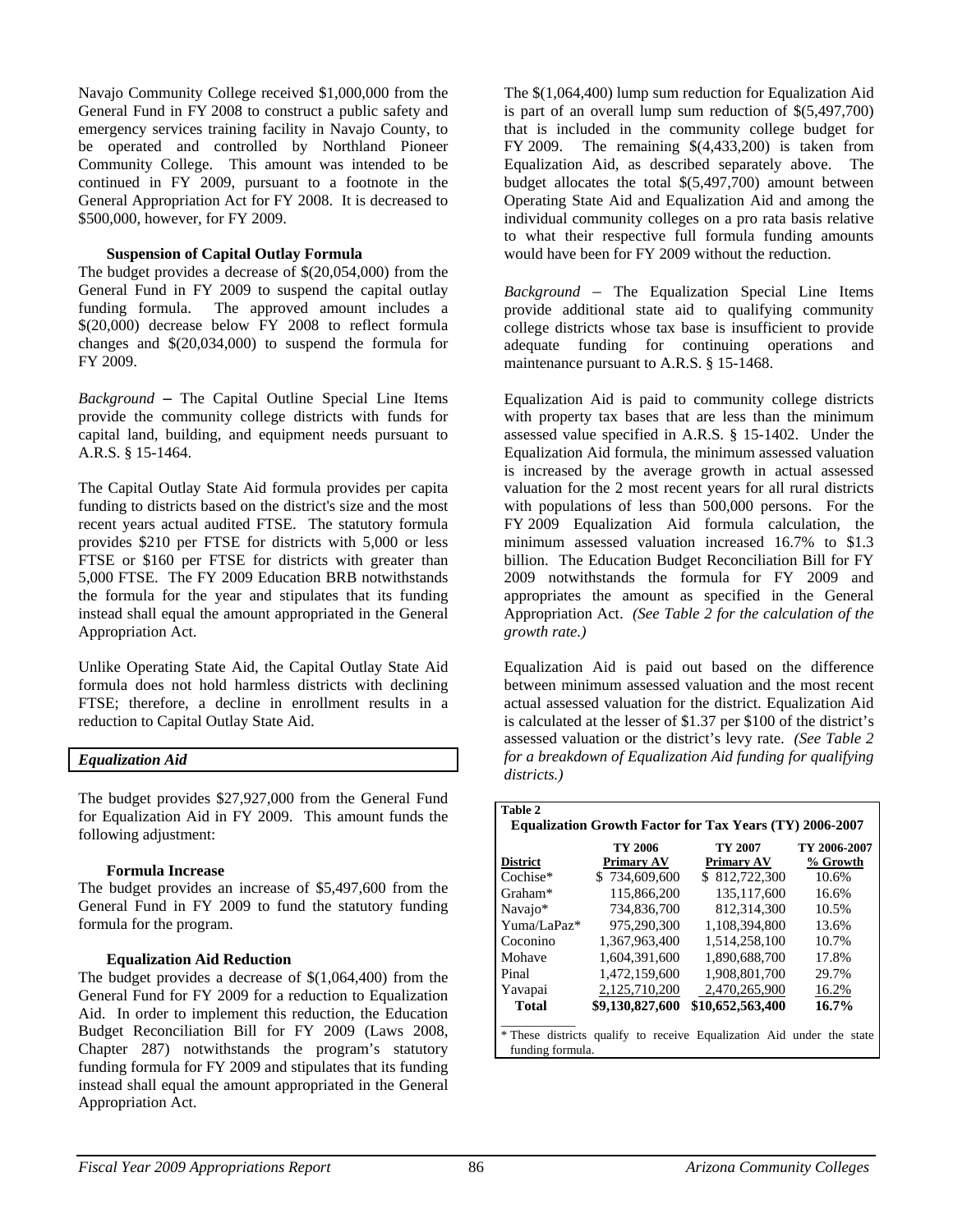Navajo Community College received $1,000,000 from the General Fund in FY 2008 to construct a public safety and emergency services training facility in Navajo County, to be operated and controlled by Northland Pioneer Community College. This amount was intended to be continued in FY 2009, pursuant to a footnote in the General Appropriation Act for FY 2008. It is decreased to $500,000, however, for FY 2009.

**Suspension of Capital Outlay Formula**

The budget provides a decrease of $(20,054,000) from the General Fund in FY 2009 to suspend the capital outlay funding formula. The approved amount includes a $(20,000) decrease below FY 2008 to reflect formula changes and $(20,034,000) to suspend the formula for FY 2009.

*Background* – The Capital Outline Special Line Items provide the community college districts with funds for capital land, building, and equipment needs pursuant to A.R.S. § 15-1464.

The Capital Outlay State Aid formula provides per capita funding to districts based on the district's size and the most recent years actual audited FTSE. The statutory formula provides $210 per FTSE for districts with 5,000 or less FTSE or $160 per FTSE for districts with greater than 5,000 FTSE. The FY 2009 Education BRB notwithstands the formula for the year and stipulates that its funding instead shall equal the amount appropriated in the General Appropriation Act.

Unlike Operating State Aid, the Capital Outlay State Aid formula does not hold harmless districts with declining FTSE; therefore, a decline in enrollment results in a reduction to Capital Outlay State Aid.

## *Equalization Aid*

The budget provides $27,927,000 from the General Fund for Equalization Aid in FY 2009. This amount funds the following adjustment:

**Formula Increase**

The budget provides an increase of $5,497,600 from the General Fund in FY 2009 to fund the statutory funding formula for the program.

**Equalization Aid Reduction**

The budget provides a decrease of $(1,064,400) from the General Fund for FY 2009 for a reduction to Equalization Aid. In order to implement this reduction, the Education Budget Reconciliation Bill for FY 2009 (Laws 2008, Chapter 287) notwithstands the program's statutory funding formula for FY 2009 and stipulates that its funding instead shall equal the amount appropriated in the General Appropriation Act.

The $(1,064,400) lump sum reduction for Equalization Aid is part of an overall lump sum reduction of $(5,497,700) that is included in the community college budget for FY 2009. The remaining $(4,433,200) is taken from Equalization Aid, as described separately above. The budget allocates the total $(5,497,700) amount between Operating State Aid and Equalization Aid and among the individual community colleges on a pro rata basis relative to what their respective full formula funding amounts would have been for FY 2009 without the reduction.

*Background* – The Equalization Special Line Items provide additional state aid to qualifying community college districts whose tax base is insufficient to provide adequate funding for continuing operations and maintenance pursuant to A.R.S. § 15-1468.

Equalization Aid is paid to community college districts with property tax bases that are less than the minimum assessed value specified in A.R.S. § 15-1402. Under the Equalization Aid formula, the minimum assessed valuation is increased by the average growth in actual assessed valuation for the 2 most recent years for all rural districts with populations of less than 500,000 persons. For the FY 2009 Equalization Aid formula calculation, the minimum assessed valuation increased 16.7% to $1.3 billion. The Education Budget Reconciliation Bill for FY 2009 notwithstands the formula for FY 2009 and appropriates the amount as specified in the General Appropriation Act. *(See Table 2 for the calculation of the growth rate.)*

Equalization Aid is paid out based on the difference between minimum assessed valuation and the most recent actual assessed valuation for the district. Equalization Aid is calculated at the lesser of $1.37 per $100 of the district's assessed valuation or the district's levy rate. *(See Table 2 for a breakdown of Equalization Aid funding for qualifying districts.)*

**Table 2**
**Equalization Growth Factor for Tax Years (TY) 2006-2007**

| District | TY 2006 Primary AV | TY 2007 Primary AV | TY 2006-2007 % Growth |
|---|---|---|---|
| Cochise* | $ 734,609,600 | $ 812,722,300 | 10.6% |
| Graham* | 115,866,200 | 135,117,600 | 16.6% |
| Navajo* | 734,836,700 | 812,314,300 | 10.5% |
| Yuma/LaPaz* | 975,290,300 | 1,108,394,800 | 13.6% |
| Coconino | 1,367,963,400 | 1,514,258,100 | 10.7% |
| Mohave | 1,604,391,600 | 1,890,688,700 | 17.8% |
| Pinal | 1,472,159,600 | 1,908,801,700 | 29.7% |
| Yavapai | 2,125,710,200 | 2,470,265,900 | 16.2% |
| **Total** | **$9,130,827,600** | **$10,652,563,400** | **16.7%** |

\* These districts qualify to receive Equalization Aid under the state funding formula.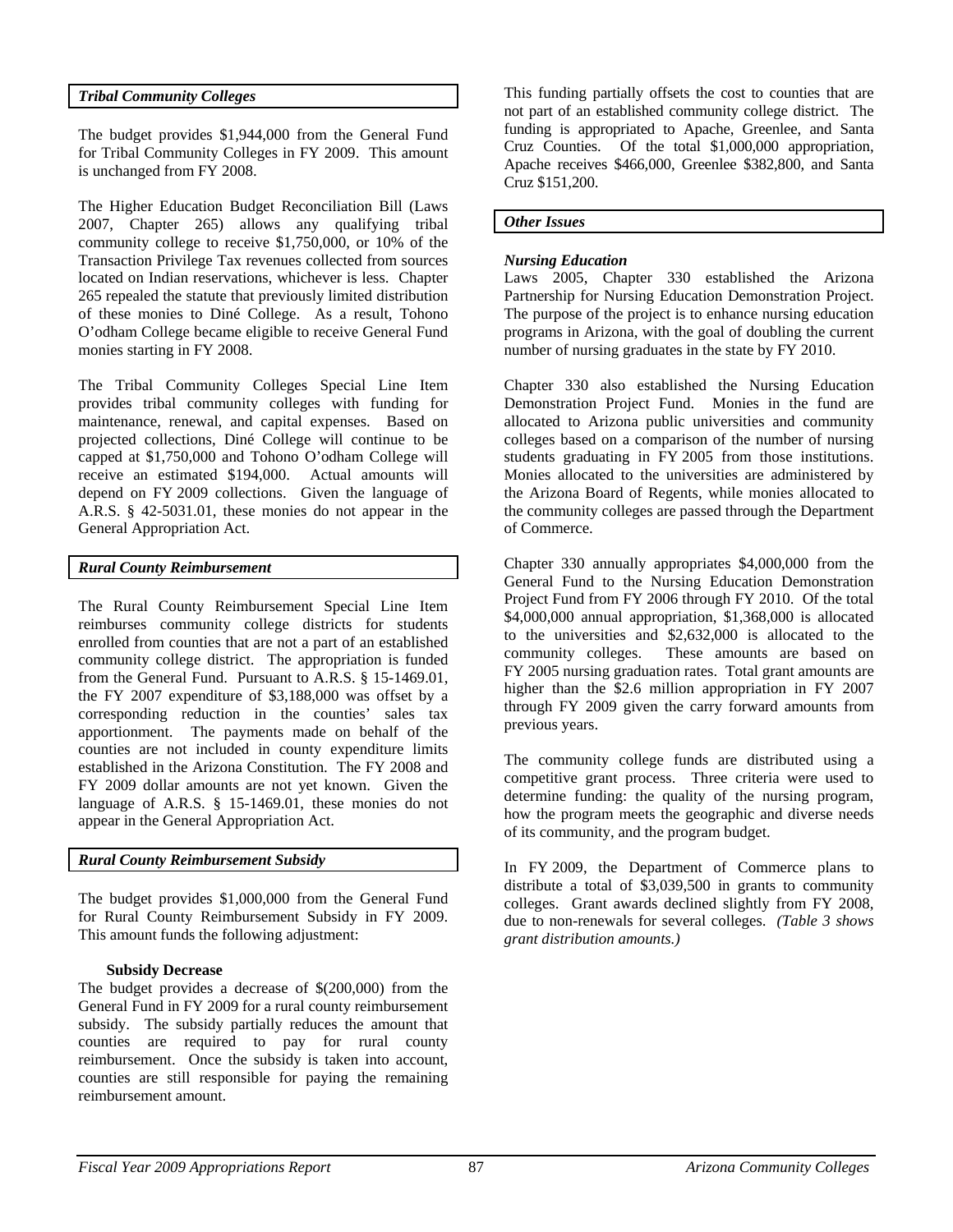### *Tribal Community Colleges*

The budget provides $1,944,000 from the General Fund for Tribal Community Colleges in FY 2009. This amount is unchanged from FY 2008.

The Higher Education Budget Reconciliation Bill (Laws 2007, Chapter 265) allows any qualifying tribal community college to receive $1,750,000, or 10% of the Transaction Privilege Tax revenues collected from sources located on Indian reservations, whichever is less. Chapter 265 repealed the statute that previously limited distribution of these monies to Diné College. As a result, Tohono O'odham College became eligible to receive General Fund monies starting in FY 2008.

The Tribal Community Colleges Special Line Item provides tribal community colleges with funding for maintenance, renewal, and capital expenses. Based on projected collections, Diné College will continue to be capped at $1,750,000 and Tohono O'odham College will receive an estimated $194,000. Actual amounts will depend on FY 2009 collections. Given the language of A.R.S. § 42-5031.01, these monies do not appear in the General Appropriation Act.

### *Rural County Reimbursement*

The Rural County Reimbursement Special Line Item reimburses community college districts for students enrolled from counties that are not a part of an established community college district. The appropriation is funded from the General Fund. Pursuant to A.R.S. § 15-1469.01, the FY 2007 expenditure of $3,188,000 was offset by a corresponding reduction in the counties' sales tax apportionment. The payments made on behalf of the counties are not included in county expenditure limits established in the Arizona Constitution. The FY 2008 and FY 2009 dollar amounts are not yet known. Given the language of A.R.S. § 15-1469.01, these monies do not appear in the General Appropriation Act.

### *Rural County Reimbursement Subsidy*

The budget provides $1,000,000 from the General Fund for Rural County Reimbursement Subsidy in FY 2009. This amount funds the following adjustment:

**Subsidy Decrease**

The budget provides a decrease of $(200,000) from the General Fund in FY 2009 for a rural county reimbursement subsidy. The subsidy partially reduces the amount that counties are required to pay for rural county reimbursement. Once the subsidy is taken into account, counties are still responsible for paying the remaining reimbursement amount.

This funding partially offsets the cost to counties that are not part of an established community college district. The funding is appropriated to Apache, Greenlee, and Santa Cruz Counties. Of the total $1,000,000 appropriation, Apache receives $466,000, Greenlee $382,800, and Santa Cruz $151,200.

### *Other Issues*

***Nursing Education***

Laws 2005, Chapter 330 established the Arizona Partnership for Nursing Education Demonstration Project. The purpose of the project is to enhance nursing education programs in Arizona, with the goal of doubling the current number of nursing graduates in the state by FY 2010.

Chapter 330 also established the Nursing Education Demonstration Project Fund. Monies in the fund are allocated to Arizona public universities and community colleges based on a comparison of the number of nursing students graduating in FY 2005 from those institutions. Monies allocated to the universities are administered by the Arizona Board of Regents, while monies allocated to the community colleges are passed through the Department of Commerce.

Chapter 330 annually appropriates $4,000,000 from the General Fund to the Nursing Education Demonstration Project Fund from FY 2006 through FY 2010. Of the total $4,000,000 annual appropriation, $1,368,000 is allocated to the universities and $2,632,000 is allocated to the community colleges. These amounts are based on FY 2005 nursing graduation rates. Total grant amounts are higher than the $2.6 million appropriation in FY 2007 through FY 2009 given the carry forward amounts from previous years.

The community college funds are distributed using a competitive grant process. Three criteria were used to determine funding: the quality of the nursing program, how the program meets the geographic and diverse needs of its community, and the program budget.

In FY 2009, the Department of Commerce plans to distribute a total of $3,039,500 in grants to community colleges. Grant awards declined slightly from FY 2008, due to non-renewals for several colleges. *(Table 3 shows grant distribution amounts.)*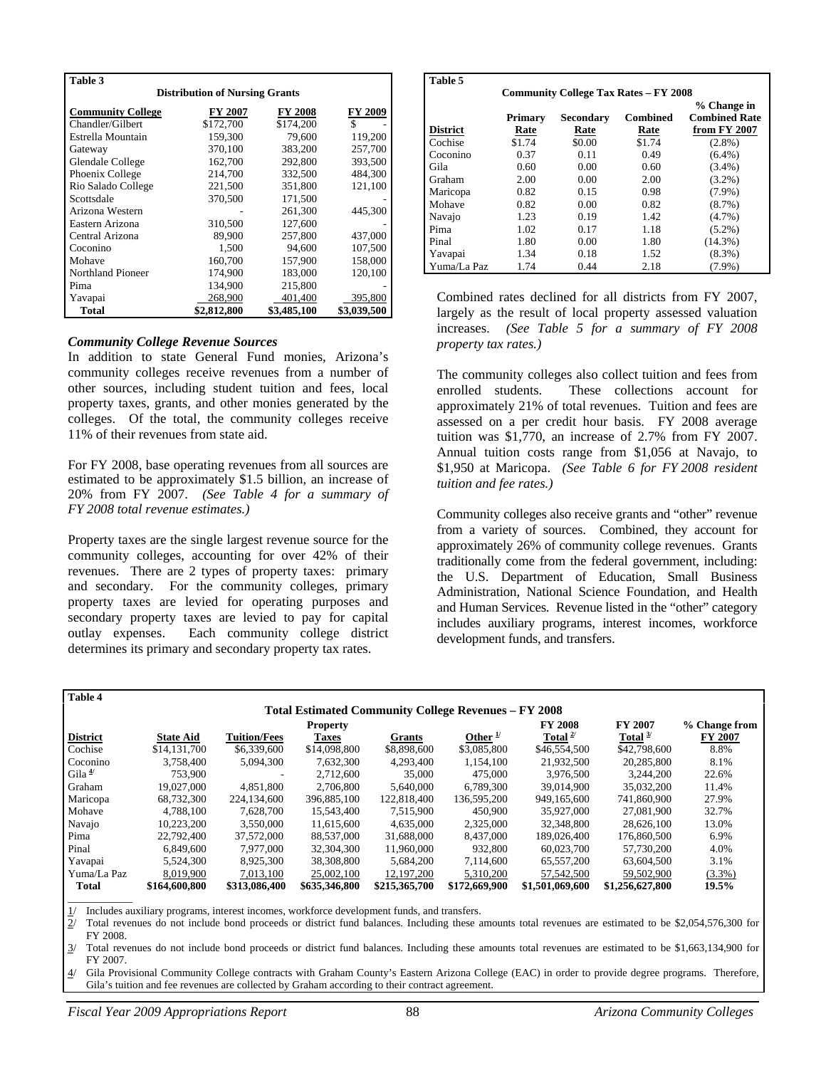**Table 3**

**Distribution of Nursing Grants**

| Community College | FY 2007 | FY 2008 | FY 2009 |
|---|---|---|---|
| Chandler/Gilbert | $172,700 | $174,200 | $ - |
| Estrella Mountain | 159,300 | 79,600 | 119,200 |
| Gateway | 370,100 | 383,200 | 257,700 |
| Glendale College | 162,700 | 292,800 | 393,500 |
| Phoenix College | 214,700 | 332,500 | 484,300 |
| Rio Salado College | 221,500 | 351,800 | 121,100 |
| Scottsdale | 370,500 | 171,500 | - |
| Arizona Western | - | 261,300 | 445,300 |
| Eastern Arizona | 310,500 | 127,600 | - |
| Central Arizona | 89,900 | 257,800 | 437,000 |
| Coconino | 1,500 | 94,600 | 107,500 |
| Mohave | 160,700 | 157,900 | 158,000 |
| Northland Pioneer | 174,900 | 183,000 | 120,100 |
| Pima | 134,900 | 215,800 | - |
| Yavapai | 268,900 | 401,400 | 395,800 |
| **Total** | **$2,812,800** | **$3,485,100** | **$3,039,500** |

### *Community College Revenue Sources*

In addition to state General Fund monies, Arizona's community colleges receive revenues from a number of other sources, including student tuition and fees, local property taxes, grants, and other monies generated by the colleges. Of the total, the community colleges receive 11% of their revenues from state aid.

For FY 2008, base operating revenues from all sources are estimated to be approximately $1.5 billion, an increase of 20% from FY 2007. *(See Table 4 for a summary of FY 2008 total revenue estimates.)*

Property taxes are the single largest revenue source for the community colleges, accounting for over 42% of their revenues. There are 2 types of property taxes: primary and secondary. For the community colleges, primary property taxes are levied for operating purposes and secondary property taxes are levied to pay for capital outlay expenses. Each community college district determines its primary and secondary property tax rates.

**Table 5**

**Community College Tax Rates – FY 2008**

| District | Primary Rate | Secondary Rate | Combined Rate | % Change in Combined Rate from FY 2007 |
|---|---|---|---|---|
| Cochise | $1.74 | $0.00 | $1.74 | (2.8%) |
| Coconino | 0.37 | 0.11 | 0.49 | (6.4%) |
| Gila | 0.60 | 0.00 | 0.60 | (3.4%) |
| Graham | 2.00 | 0.00 | 2.00 | (3.2%) |
| Maricopa | 0.82 | 0.15 | 0.98 | (7.9%) |
| Mohave | 0.82 | 0.00 | 0.82 | (8.7%) |
| Navajo | 1.23 | 0.19 | 1.42 | (4.7%) |
| Pima | 1.02 | 0.17 | 1.18 | (5.2%) |
| Pinal | 1.80 | 0.00 | 1.80 | (14.3%) |
| Yavapai | 1.34 | 0.18 | 1.52 | (8.3%) |
| Yuma/La Paz | 1.74 | 0.44 | 2.18 | (7.9%) |

Combined rates declined for all districts from FY 2007, largely as the result of local property assessed valuation increases. *(See Table 5 for a summary of FY 2008 property tax rates.)*

The community colleges also collect tuition and fees from enrolled students. These collections account for approximately 21% of total revenues. Tuition and fees are assessed on a per credit hour basis. FY 2008 average tuition was $1,770, an increase of 2.7% from FY 2007. Annual tuition costs range from $1,056 at Navajo, to $1,950 at Maricopa. *(See Table 6 for FY 2008 resident tuition and fee rates.)*

Community colleges also receive grants and "other" revenue from a variety of sources. Combined, they account for approximately 26% of community college revenues. Grants traditionally come from the federal government, including: the U.S. Department of Education, Small Business Administration, National Science Foundation, and Health and Human Services. Revenue listed in the "other" category includes auxiliary programs, interest incomes, workforce development funds, and transfers.

**Table 4**

**Total Estimated Community College Revenues – FY 2008**

| District | State Aid | Tuition/Fees | Property Taxes | Grants | Other 1/ | FY 2008 Total 2/ | FY 2007 Total 3/ | % Change from FY 2007 |
|---|---|---|---|---|---|---|---|---|
| Cochise | $14,131,700 | $6,339,600 | $14,098,800 | $8,898,600 | $3,085,800 | $46,554,500 | $42,798,600 | 8.8% |
| Coconino | 3,758,400 | 5,094,300 | 7,632,300 | 4,293,400 | 1,154,100 | 21,932,500 | 20,285,800 | 8.1% |
| Gila 4/ | 753,900 | - | 2,712,600 | 35,000 | 475,000 | 3,976,500 | 3,244,200 | 22.6% |
| Graham | 19,027,000 | 4,851,800 | 2,706,800 | 5,640,000 | 6,789,300 | 39,014,900 | 35,032,200 | 11.4% |
| Maricopa | 68,732,300 | 224,134,600 | 396,885,100 | 122,818,400 | 136,595,200 | 949,165,600 | 741,860,900 | 27.9% |
| Mohave | 4,788,100 | 7,628,700 | 15,543,400 | 7,515,900 | 450,900 | 35,927,000 | 27,081,900 | 32.7% |
| Navajo | 10,223,200 | 3,550,000 | 11,615,600 | 4,635,000 | 2,325,000 | 32,348,800 | 28,626,100 | 13.0% |
| Pima | 22,792,400 | 37,572,000 | 88,537,000 | 31,688,000 | 8,437,000 | 189,026,400 | 176,860,500 | 6.9% |
| Pinal | 6,849,600 | 7,977,000 | 32,304,300 | 11,960,000 | 932,800 | 60,023,700 | 57,730,200 | 4.0% |
| Yavapai | 5,524,300 | 8,925,300 | 38,308,800 | 5,684,200 | 7,114,600 | 65,557,200 | 63,604,500 | 3.1% |
| Yuma/La Paz | 8,019,900 | 7,013,100 | 25,002,100 | 12,197,200 | 5,310,200 | 57,542,500 | 59,502,900 | (3.3%) |
| **Total** | **$164,600,800** | **$313,086,400** | **$635,346,800** | **$215,365,700** | **$172,669,900** | **$1,501,069,600** | **$1,256,627,800** | **19.5%** |

1/ Includes auxiliary programs, interest incomes, workforce development funds, and transfers.
2/ Total revenues do not include bond proceeds or district fund balances. Including these amounts total revenues are estimated to be $2,054,576,300 for FY 2008.
3/ Total revenues do not include bond proceeds or district fund balances. Including these amounts total revenues are estimated to be $1,663,134,900 for FY 2007.
4/ Gila Provisional Community College contracts with Graham County's Eastern Arizona College (EAC) in order to provide degree programs. Therefore, Gila's tuition and fee revenues are collected by Graham according to their contract agreement.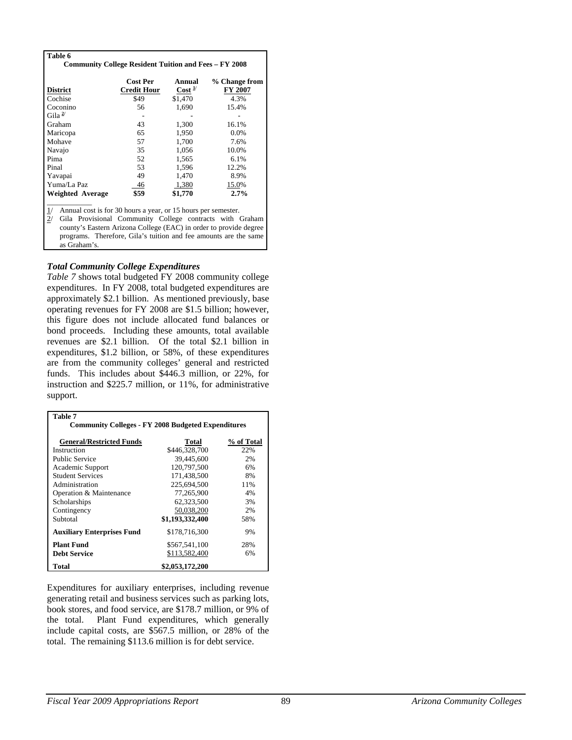**Table 6**
**Community College Resident Tuition and Fees – FY 2008**

| District | Cost Per Credit Hour | Annual Cost [1/] | % Change from FY 2007 |
|---|---|---|---|
| Cochise | $49 | $1,470 | 4.3% |
| Coconino | 56 | 1,690 | 15.4% |
| Gila [2/] | - | - | - |
| Graham | 43 | 1,300 | 16.1% |
| Maricopa | 65 | 1,950 | 0.0% |
| Mohave | 57 | 1,700 | 7.6% |
| Navajo | 35 | 1,056 | 10.0% |
| Pima | 52 | 1,565 | 6.1% |
| Pinal | 53 | 1,596 | 12.2% |
| Yavapai | 49 | 1,470 | 8.9% |
| Yuma/La Paz | 46 | 1,380 | 15.0% |
| **Weighted Average** | **$59** | **$1,770** | **2.7%** |

1/ Annual cost is for 30 hours a year, or 15 hours per semester.
2/ Gila Provisional Community College contracts with Graham county's Eastern Arizona College (EAC) in order to provide degree programs. Therefore, Gila's tuition and fee amounts are the same as Graham's.

### *Total Community College Expenditures*

*Table 7* shows total budgeted FY 2008 community college expenditures. In FY 2008, total budgeted expenditures are approximately $2.1 billion. As mentioned previously, base operating revenues for FY 2008 are $1.5 billion; however, this figure does not include allocated fund balances or bond proceeds. Including these amounts, total available revenues are $2.1 billion. Of the total $2.1 billion in expenditures, $1.2 billion, or 58%, of these expenditures are from the community colleges' general and restricted funds. This includes about $446.3 million, or 22%, for instruction and $225.7 million, or 11%, for administrative support.

**Table 7**
**Community Colleges - FY 2008 Budgeted Expenditures**

| General/Restricted Funds | Total | % of Total |
|---|---|---|
| Instruction | $446,328,700 | 22% |
| Public Service | 39,445,600 | 2% |
| Academic Support | 120,797,500 | 6% |
| Student Services | 171,438,500 | 8% |
| Administration | 225,694,500 | 11% |
| Operation & Maintenance | 77,265,900 | 4% |
| Scholarships | 62,323,500 | 3% |
| Contingency | 50,038,200 | 2% |
| Subtotal | **$1,193,332,400** | 58% |
| **Auxiliary Enterprises Fund** | $178,716,300 | 9% |
| **Plant Fund** | $567,541,100 | 28% |
| **Debt Service** | $113,582,400 | 6% |
| **Total** | **$2,053,172,200** | |

Expenditures for auxiliary enterprises, including revenue generating retail and business services such as parking lots, book stores, and food service, are $178.7 million, or 9% of the total. Plant Fund expenditures, which generally include capital costs, are $567.5 million, or 28% of the total. The remaining $113.6 million is for debt service.